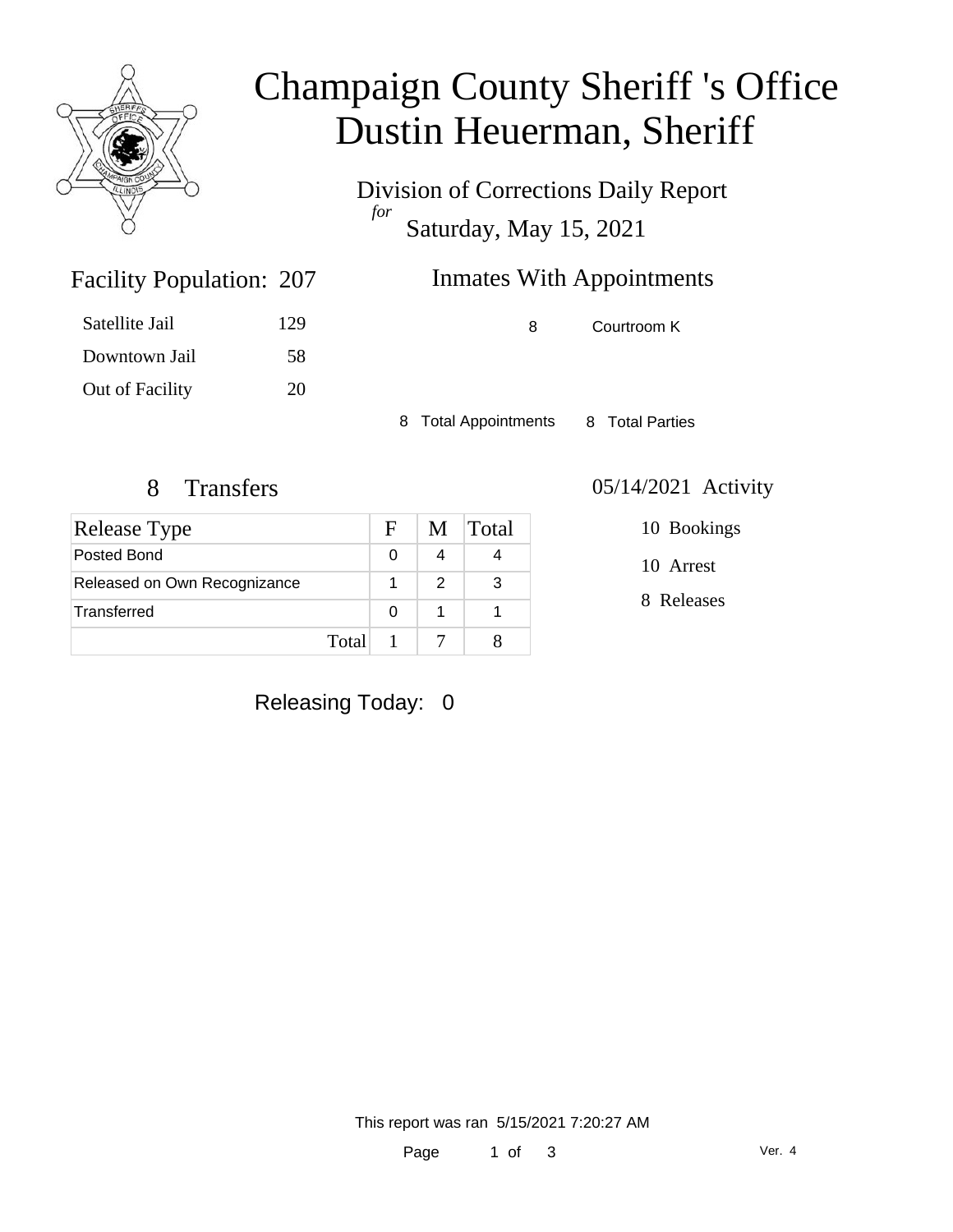# Champaign County Sheriff 's Office
# Dustin Heuerman, Sheriff

Division of Corrections Daily Report
*for*
Saturday, May 15, 2021

## Facility Population: 207

| | |
|---|---|
| Satellite Jail | 129 |
| Downtown Jail | 58 |
| Out of Facility | 20 |

## Inmates With Appointments

| | |
|---|---|
| 8 | Courtroom K |

8 Total Appointments    8 Total Parties

## 8 Transfers

| Release Type | F | M | Total |
|---|---|---|---|
| Posted Bond | 0 | 4 | 4 |
| Released on Own Recognizance | 1 | 2 | 3 |
| Transferred | 0 | 1 | 1 |
| Total | 1 | 7 | 8 |

## 05/14/2021 Activity

10 Bookings

10 Arrest

8 Releases

Releasing Today: 0

This report was ran 5/15/2021 7:20:27 AM

Ver. 4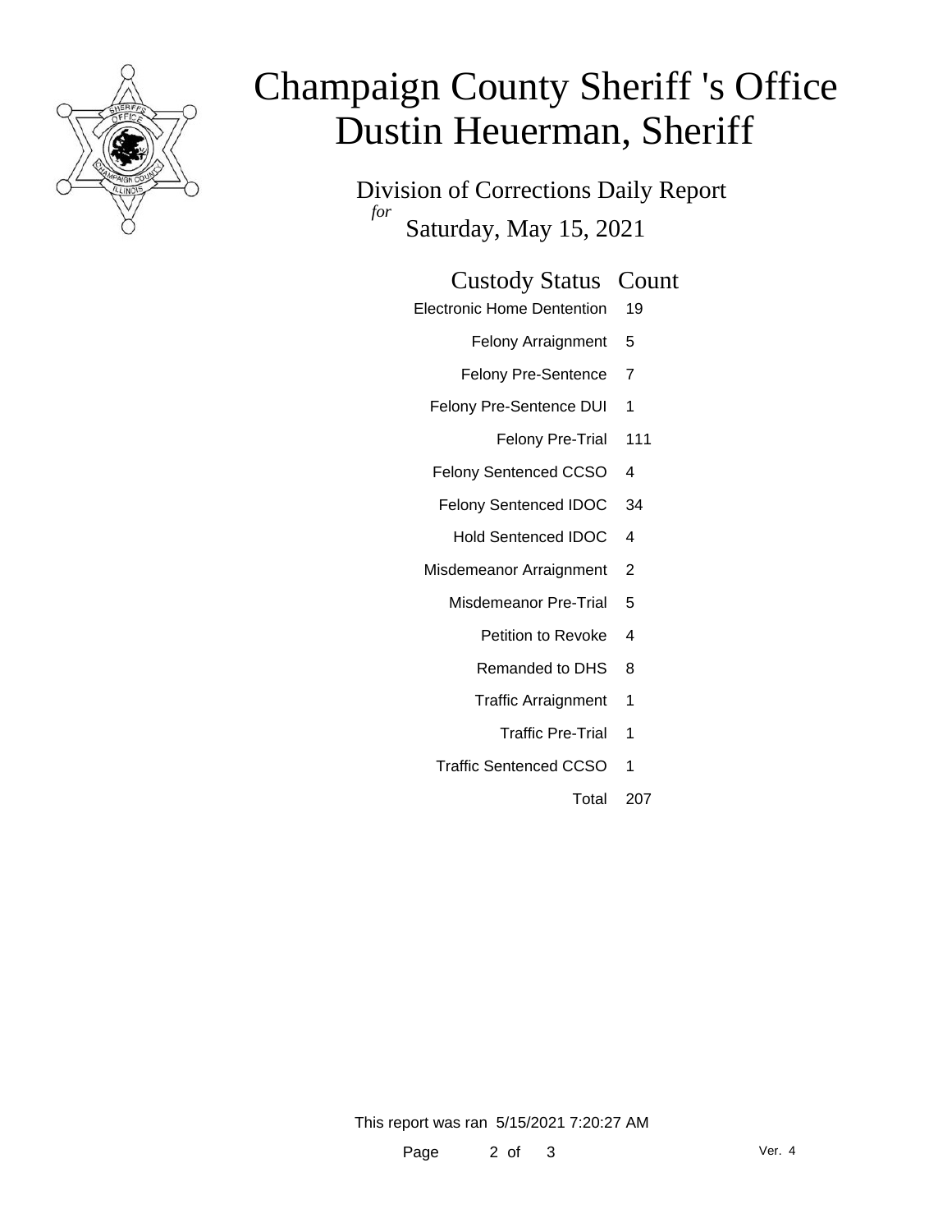# Champaign County Sheriff 's Office
# Dustin Heuerman, Sheriff

Division of Corrections Daily Report

*for* Saturday, May 15, 2021

| Custody Status | Count |
|---|---|
| Electronic Home Dentention | 19 |
| Felony Arraignment | 5 |
| Felony Pre-Sentence | 7 |
| Felony Pre-Sentence DUI | 1 |
| Felony Pre-Trial | 111 |
| Felony Sentenced CCSO | 4 |
| Felony Sentenced IDOC | 34 |
| Hold Sentenced IDOC | 4 |
| Misdemeanor Arraignment | 2 |
| Misdemeanor Pre-Trial | 5 |
| Petition to Revoke | 4 |
| Remanded to DHS | 8 |
| Traffic Arraignment | 1 |
| Traffic Pre-Trial | 1 |
| Traffic Sentenced CCSO | 1 |
| Total | 207 |

This report was ran 5/15/2021 7:20:27 AM

Ver. 4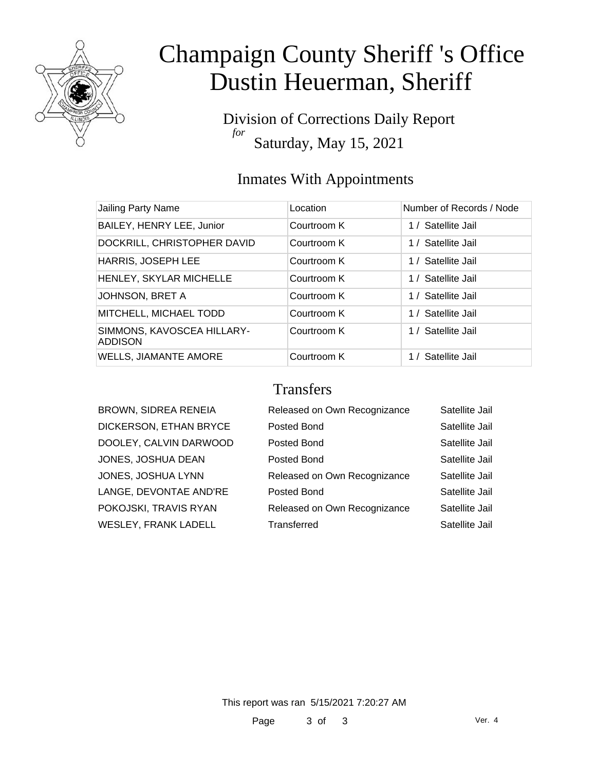# Champaign County Sheriff 's Office
# Dustin Heuerman, Sheriff

Division of Corrections Daily Report

*for*

Saturday, May 15, 2021

## Inmates With Appointments

| Jailing Party Name | Location | Number of Records / Node |
| --- | --- | --- |
| BAILEY, HENRY LEE, Junior | Courtroom K | 1 / Satellite Jail |
| DOCKRILL, CHRISTOPHER DAVID | Courtroom K | 1 / Satellite Jail |
| HARRIS, JOSEPH LEE | Courtroom K | 1 / Satellite Jail |
| HENLEY, SKYLAR MICHELLE | Courtroom K | 1 / Satellite Jail |
| JOHNSON, BRET A | Courtroom K | 1 / Satellite Jail |
| MITCHELL, MICHAEL TODD | Courtroom K | 1 / Satellite Jail |
| SIMMONS, KAVOSCEA HILLARY-ADDISON | Courtroom K | 1 / Satellite Jail |
| WELLS, JIAMANTE AMORE | Courtroom K | 1 / Satellite Jail |

## Transfers

| | | |
| --- | --- | --- |
| BROWN, SIDREA RENEIA | Released on Own Recognizance | Satellite Jail |
| DICKERSON, ETHAN BRYCE | Posted Bond | Satellite Jail |
| DOOLEY, CALVIN DARWOOD | Posted Bond | Satellite Jail |
| JONES, JOSHUA DEAN | Posted Bond | Satellite Jail |
| JONES, JOSHUA LYNN | Released on Own Recognizance | Satellite Jail |
| LANGE, DEVONTAE AND'RE | Posted Bond | Satellite Jail |
| POKOJSKI, TRAVIS RYAN | Released on Own Recognizance | Satellite Jail |
| WESLEY, FRANK LADELL | Transferred | Satellite Jail |

This report was ran 5/15/2021 7:20:27 AM

Ver. 4